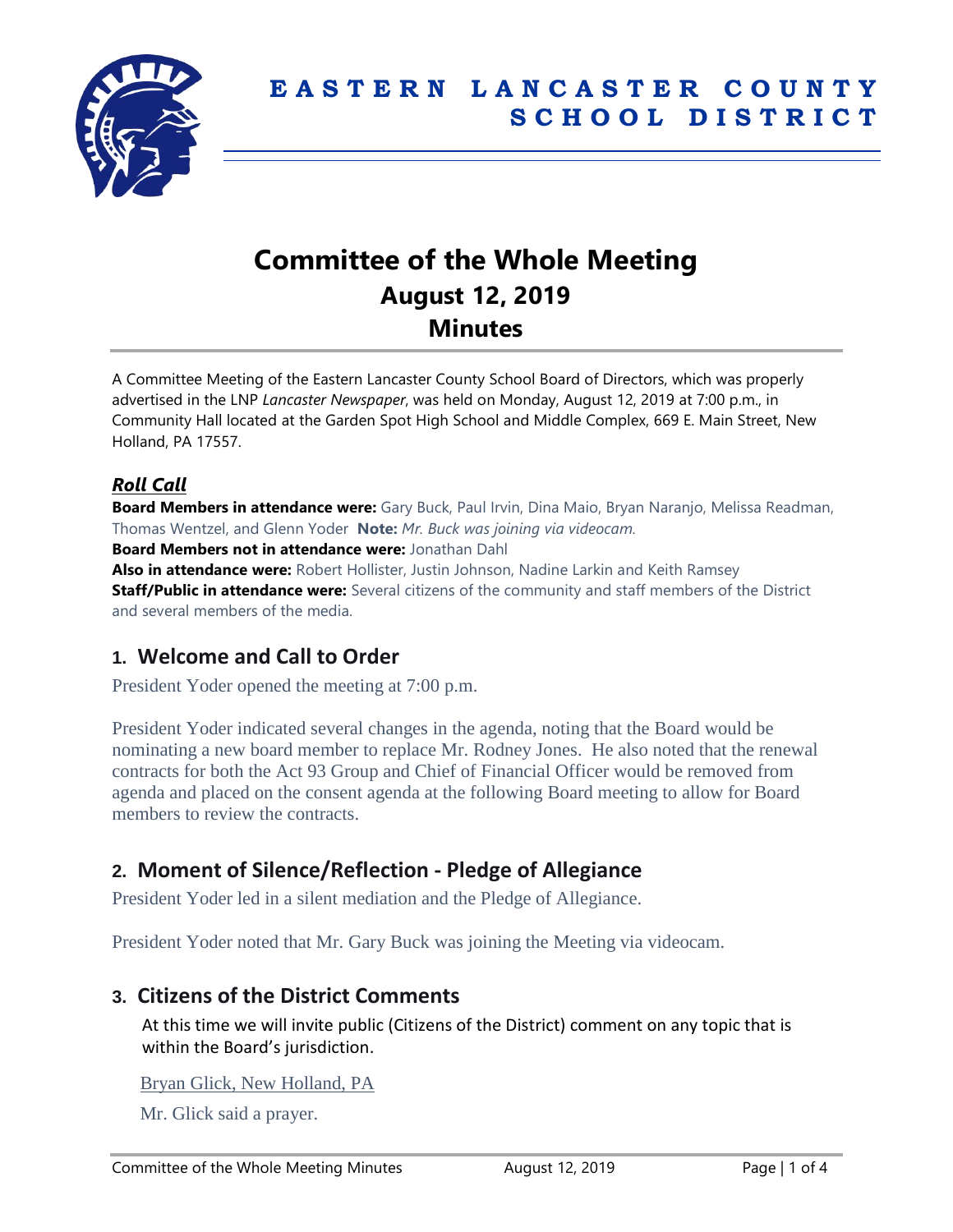# EASTERN LANCASTER COUNTY SCHOOL DISTRICT

# Committee of the Whole Meeting
## August 12, 2019
## Minutes

A Committee Meeting of the Eastern Lancaster County School Board of Directors, which was properly advertised in the LNP *Lancaster Newspaper*, was held on Monday, August 12, 2019 at 7:00 p.m., in Community Hall located at the Garden Spot High School and Middle Complex, 669 E. Main Street, New Holland, PA 17557.

### *Roll Call*

**Board Members in attendance were:** Gary Buck, Paul Irvin, Dina Maio, Bryan Naranjo, Melissa Readman, Thomas Wentzel, and Glenn Yoder **Note:** *Mr. Buck was joining via videocam.*
**Board Members not in attendance were:** Jonathan Dahl
**Also in attendance were:** Robert Hollister, Justin Johnson, Nadine Larkin and Keith Ramsey
**Staff/Public in attendance were:** Several citizens of the community and staff members of the District and several members of the media.

## 1. Welcome and Call to Order

President Yoder opened the meeting at 7:00 p.m.

President Yoder indicated several changes in the agenda, noting that the Board would be nominating a new board member to replace Mr. Rodney Jones. He also noted that the renewal contracts for both the Act 93 Group and Chief of Financial Officer would be removed from agenda and placed on the consent agenda at the following Board meeting to allow for Board members to review the contracts.

## 2. Moment of Silence/Reflection - Pledge of Allegiance

President Yoder led in a silent mediation and the Pledge of Allegiance.

President Yoder noted that Mr. Gary Buck was joining the Meeting via videocam.

## 3. Citizens of the District Comments

At this time we will invite public (Citizens of the District) comment on any topic that is within the Board's jurisdiction.

Bryan Glick, New Holland, PA

Mr. Glick said a prayer.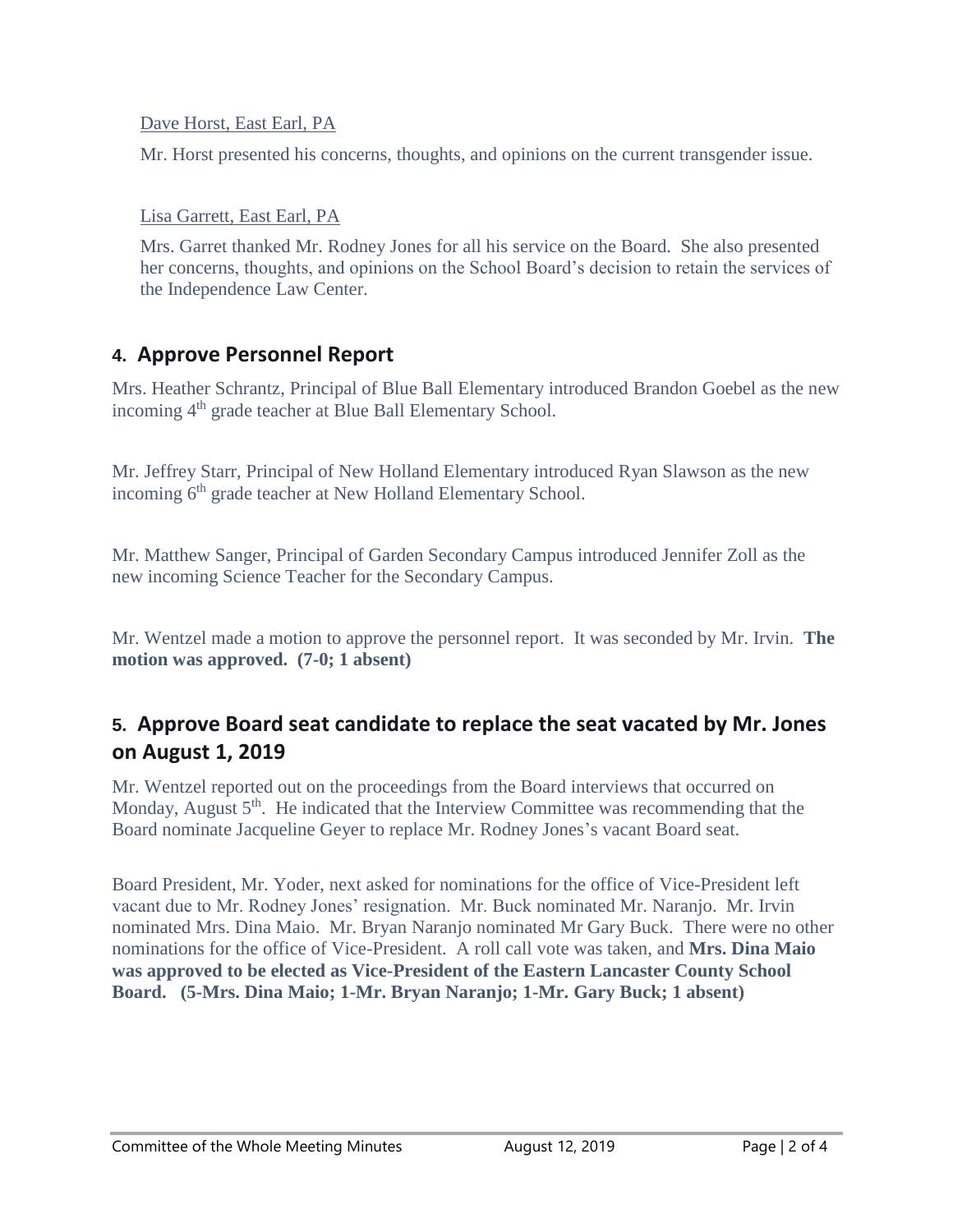Dave Horst, East Earl, PA

Mr. Horst presented his concerns, thoughts, and opinions on the current transgender issue.

Lisa Garrett, East Earl, PA

Mrs. Garret thanked Mr. Rodney Jones for all his service on the Board. She also presented her concerns, thoughts, and opinions on the School Board's decision to retain the services of the Independence Law Center.

## 4. Approve Personnel Report

Mrs. Heather Schrantz, Principal of Blue Ball Elementary introduced Brandon Goebel as the new incoming 4th grade teacher at Blue Ball Elementary School.

Mr. Jeffrey Starr, Principal of New Holland Elementary introduced Ryan Slawson as the new incoming 6th grade teacher at New Holland Elementary School.

Mr. Matthew Sanger, Principal of Garden Secondary Campus introduced Jennifer Zoll as the new incoming Science Teacher for the Secondary Campus.

Mr. Wentzel made a motion to approve the personnel report. It was seconded by Mr. Irvin. **The motion was approved. (7-0; 1 absent)**

## 5. Approve Board seat candidate to replace the seat vacated by Mr. Jones on August 1, 2019

Mr. Wentzel reported out on the proceedings from the Board interviews that occurred on Monday, August 5th. He indicated that the Interview Committee was recommending that the Board nominate Jacqueline Geyer to replace Mr. Rodney Jones's vacant Board seat.

Board President, Mr. Yoder, next asked for nominations for the office of Vice-President left vacant due to Mr. Rodney Jones' resignation. Mr. Buck nominated Mr. Naranjo. Mr. Irvin nominated Mrs. Dina Maio. Mr. Bryan Naranjo nominated Mr Gary Buck. There were no other nominations for the office of Vice-President. A roll call vote was taken, and **Mrs. Dina Maio was approved to be elected as Vice-President of the Eastern Lancaster County School Board. (5-Mrs. Dina Maio; 1-Mr. Bryan Naranjo; 1-Mr. Gary Buck; 1 absent)**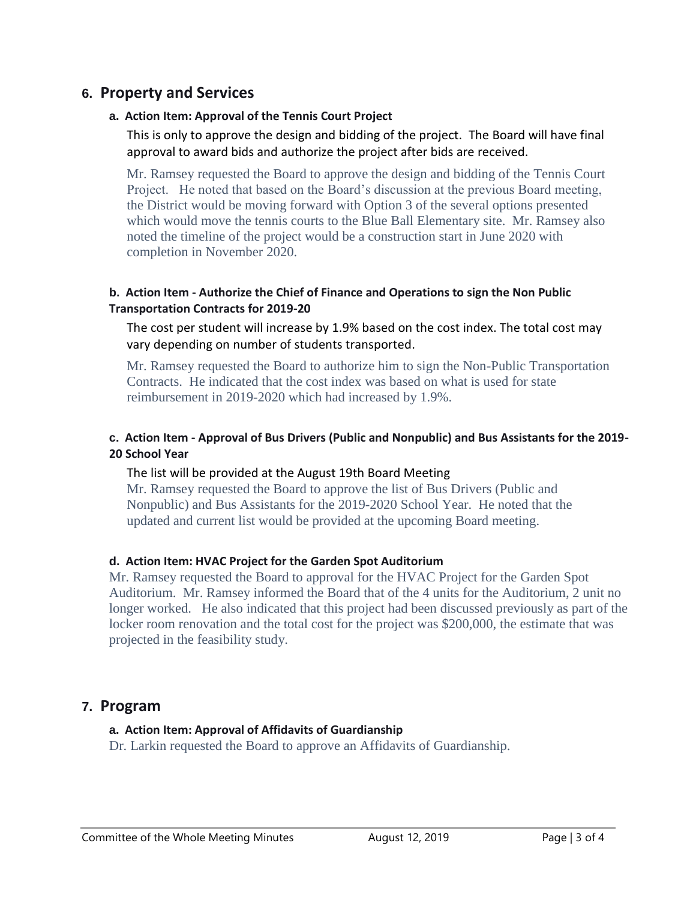## 6. Property and Services

### a. Action Item: Approval of the Tennis Court Project

This is only to approve the design and bidding of the project. The Board will have final approval to award bids and authorize the project after bids are received.

Mr. Ramsey requested the Board to approve the design and bidding of the Tennis Court Project. He noted that based on the Board's discussion at the previous Board meeting, the District would be moving forward with Option 3 of the several options presented which would move the tennis courts to the Blue Ball Elementary site. Mr. Ramsey also noted the timeline of the project would be a construction start in June 2020 with completion in November 2020.

### b. Action Item - Authorize the Chief of Finance and Operations to sign the Non Public Transportation Contracts for 2019-20

The cost per student will increase by 1.9% based on the cost index. The total cost may vary depending on number of students transported.

Mr. Ramsey requested the Board to authorize him to sign the Non-Public Transportation Contracts. He indicated that the cost index was based on what is used for state reimbursement in 2019-2020 which had increased by 1.9%.

### c. Action Item - Approval of Bus Drivers (Public and Nonpublic) and Bus Assistants for the 2019-20 School Year

The list will be provided at the August 19th Board Meeting

Mr. Ramsey requested the Board to approve the list of Bus Drivers (Public and Nonpublic) and Bus Assistants for the 2019-2020 School Year. He noted that the updated and current list would be provided at the upcoming Board meeting.

### d. Action Item: HVAC Project for the Garden Spot Auditorium

Mr. Ramsey requested the Board to approval for the HVAC Project for the Garden Spot Auditorium. Mr. Ramsey informed the Board that of the 4 units for the Auditorium, 2 unit no longer worked. He also indicated that this project had been discussed previously as part of the locker room renovation and the total cost for the project was $200,000, the estimate that was projected in the feasibility study.

## 7. Program

### a. Action Item: Approval of Affidavits of Guardianship

Dr. Larkin requested the Board to approve an Affidavits of Guardianship.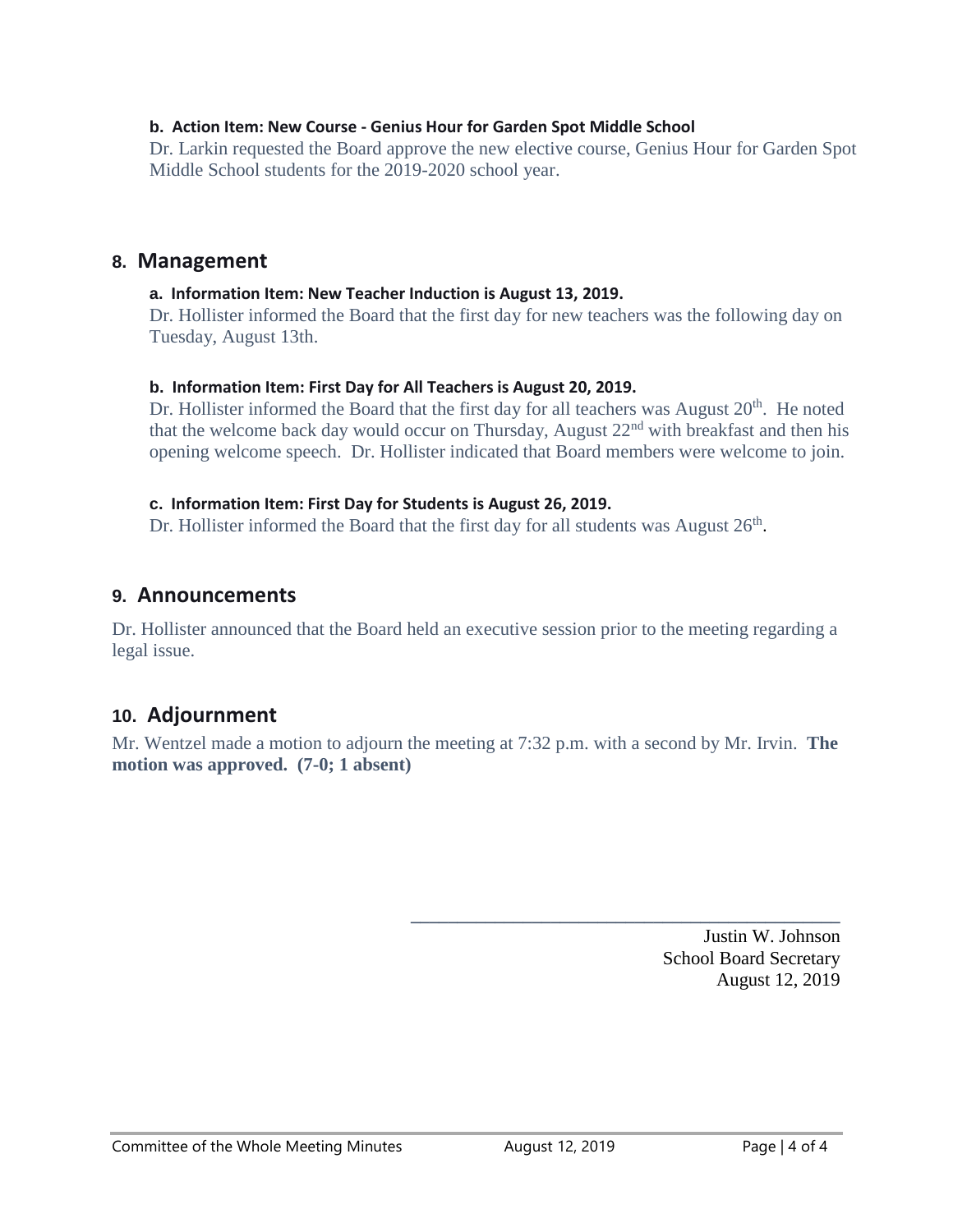**b. Action Item: New Course - Genius Hour for Garden Spot Middle School**

Dr. Larkin requested the Board approve the new elective course, Genius Hour for Garden Spot Middle School students for the 2019-2020 school year.

## 8. Management

**a. Information Item: New Teacher Induction is August 13, 2019.**

Dr. Hollister informed the Board that the first day for new teachers was the following day on Tuesday, August 13th.

**b. Information Item: First Day for All Teachers is August 20, 2019.**

Dr. Hollister informed the Board that the first day for all teachers was August 20th. He noted that the welcome back day would occur on Thursday, August 22nd with breakfast and then his opening welcome speech. Dr. Hollister indicated that Board members were welcome to join.

**c. Information Item: First Day for Students is August 26, 2019.**

Dr. Hollister informed the Board that the first day for all students was August 26th.

## 9. Announcements

Dr. Hollister announced that the Board held an executive session prior to the meeting regarding a legal issue.

## 10. Adjournment

Mr. Wentzel made a motion to adjourn the meeting at 7:32 p.m. with a second by Mr. Irvin. **The motion was approved. (7-0; 1 absent)**

\_\_\_\_\_\_\_\_\_\_\_\_\_\_\_\_\_\_\_\_\_\_\_\_\_\_\_\_\_\_\_\_\_\_\_\_\_\_\_\_\_\_\_\_

Justin W. Johnson
School Board Secretary
August 12, 2019